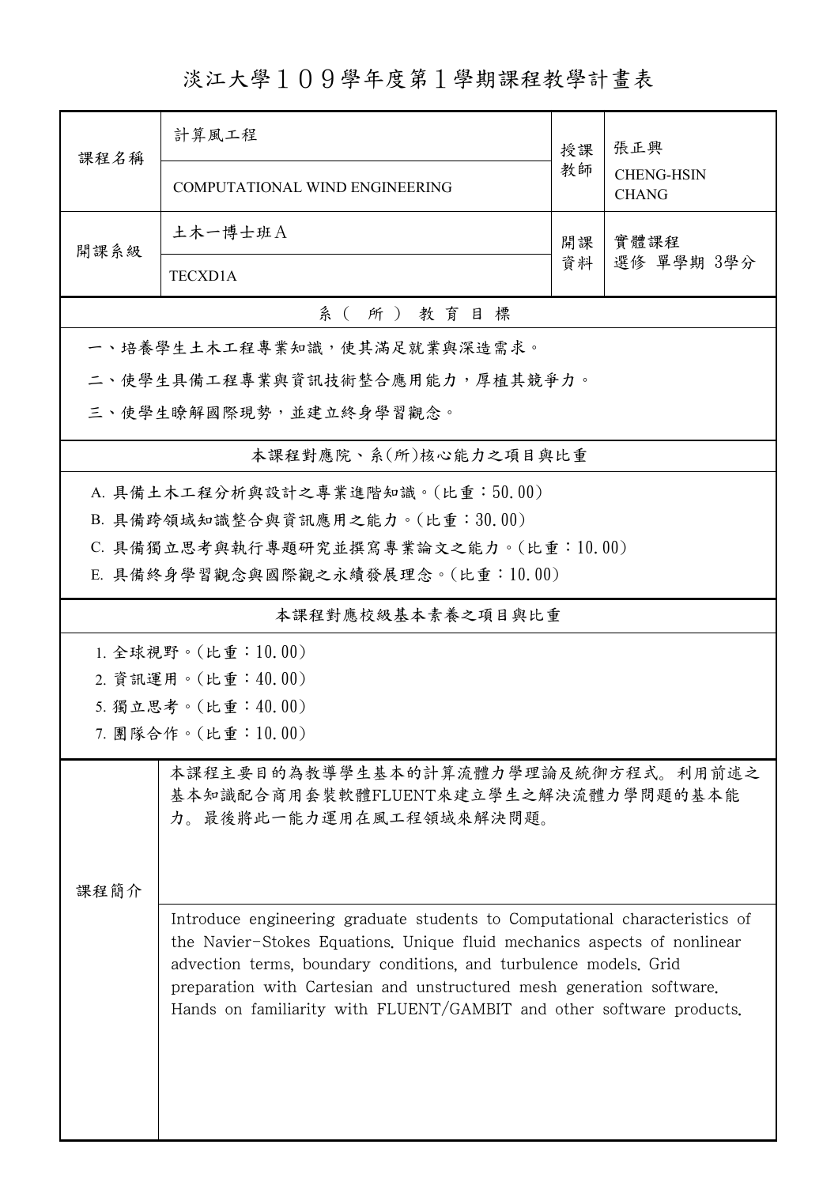# 淡江大學１０９學年度第１學期課程教學計畫表

| | | | |
|---|---|---|---|
| 課程名稱 | 計算風工程<br>COMPUTATIONAL WIND ENGINEERING | 授課教師 | 張正興<br>CHENG-HSIN CHANG |
| 開課系級 | 土木一博士班Ａ<br>TECXD1A | 開課資料 | 實體課程<br>選修 單學期 3學分 |

## 系（所）教育目標

一、培養學生土木工程專業知識，使其滿足就業與深造需求。

二、使學生具備工程專業與資訊技術整合應用能力，厚植其競爭力。

三、使學生瞭解國際現勢，並建立終身學習觀念。

## 本課程對應院、系(所)核心能力之項目與比重

A. 具備土木工程分析與設計之專業進階知識。(比重：50.00)

B. 具備跨領域知識整合與資訊應用之能力。(比重：30.00)

C. 具備獨立思考與執行專題研究並撰寫專業論文之能力。(比重：10.00)

E. 具備終身學習觀念與國際觀之永續發展理念。(比重：10.00)

## 本課程對應校級基本素養之項目與比重

1. 全球視野。(比重：10.00)

2. 資訊運用。(比重：40.00)

5. 獨立思考。(比重：40.00)

7. 團隊合作。(比重：10.00)

## 課程簡介

本課程主要目的為教導學生基本的計算流體力學理論及統御方程式。利用前述之基本知識配合商用套裝軟體FLUENT來建立學生之解決流體力學問題的基本能力。最後將此一能力運用在風工程領域來解決問題。

Introduce engineering graduate students to Computational characteristics of the Navier-Stokes Equations. Unique fluid mechanics aspects of nonlinear advection terms, boundary conditions, and turbulence models. Grid preparation with Cartesian and unstructured mesh generation software. Hands on familiarity with FLUENT/GAMBIT and other software products.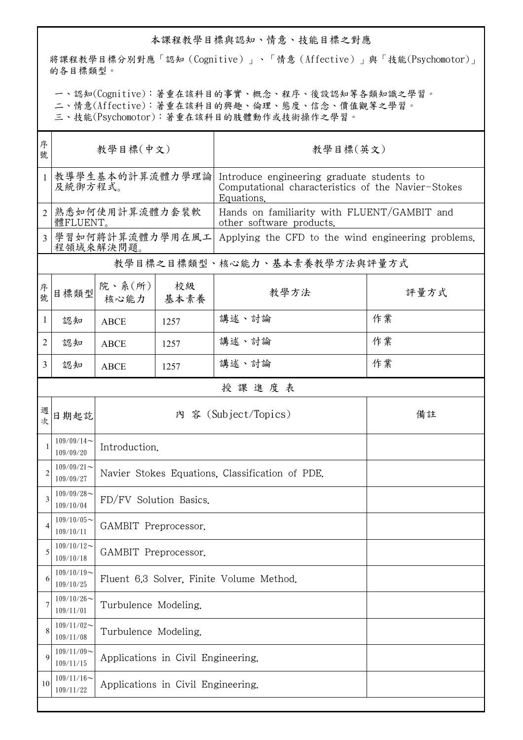## 本課程教學目標與認知、情意、技能目標之對應

將課程教學目標分別對應「認知（Cognitive）」、「情意（Affective）」與「技能(Psychomotor)」的各目標類型。

一、認知(Cognitive)：著重在該科目的事實、概念、程序、後設認知等各類知識之學習。
二、情意(Affective)：著重在該科目的興趣、倫理、態度、信念、價值觀等之學習。
三、技能(Psychomotor)：著重在該科目的肢體動作或技術操作之學習。

| 序號 | 教學目標(中文) | 教學目標(英文) |
|---|---|---|
| 1 | 教導學生基本的計算流體力學理論及統御方程式。 | Introduce engineering graduate students to Computational characteristics of the Navier-Stokes Equations. |
| 2 | 熟悉如何使用計算流體力套裝軟體FLUENT。 | Hands on familiarity with FLUENT/GAMBIT and other software products. |
| 3 | 學習如何將計算流體力學用在風工程領域來解決問題。 | Applying the CFD to the wind engineering problems. |

## 教學目標之目標類型、核心能力、基本素養教學方法與評量方式

| 序號 | 目標類型 | 院、系(所)核心能力 | 校級基本素養 | 教學方法 | 評量方式 |
|---|---|---|---|---|---|
| 1 | 認知 | ABCE | 1257 | 講述、討論 | 作業 |
| 2 | 認知 | ABCE | 1257 | 講述、討論 | 作業 |
| 3 | 認知 | ABCE | 1257 | 講述、討論 | 作業 |

## 授課進度表

| 週次 | 日期起訖 | 內 容 (Subject/Topics) | 備註 |
|---|---|---|---|
| 1 | 109/09/14～109/09/20 | Introduction. | |
| 2 | 109/09/21～109/09/27 | Navier Stokes Equations, Classification of PDE. | |
| 3 | 109/09/28～109/10/04 | FD/FV Solution Basics. | |
| 4 | 109/10/05～109/10/11 | GAMBIT Preprocessor. | |
| 5 | 109/10/12～109/10/18 | GAMBIT Preprocessor. | |
| 6 | 109/10/19～109/10/25 | Fluent 6.3 Solver, Finite Volume Method. | |
| 7 | 109/10/26～109/11/01 | Turbulence Modeling. | |
| 8 | 109/11/02～109/11/08 | Turbulence Modeling. | |
| 9 | 109/11/09～109/11/15 | Applications in Civil Engineering. | |
| 10 | 109/11/16～109/11/22 | Applications in Civil Engineering. | |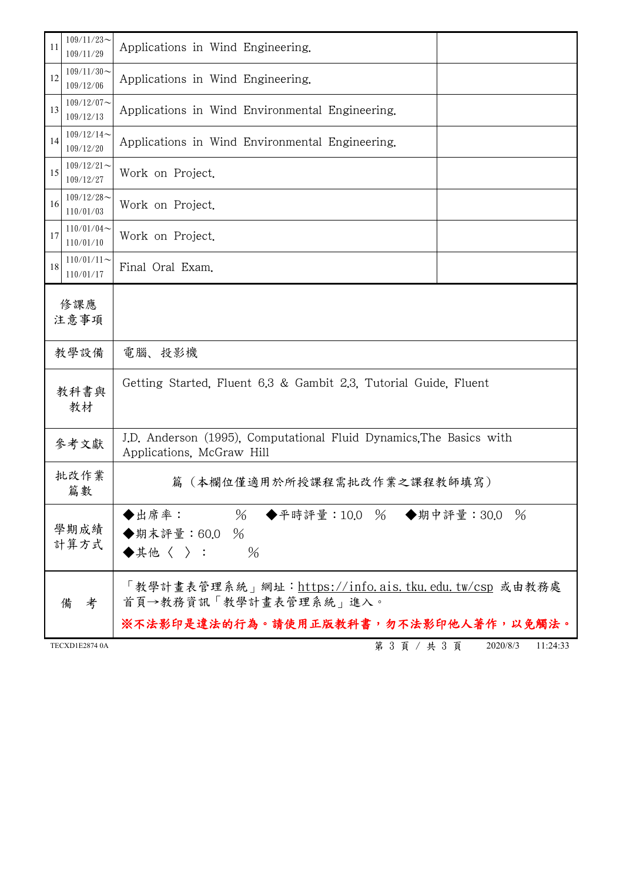| | | | |
|---|---|---|---|
| 11 | 109/11/23～<br>109/11/29 | Applications in Wind Engineering. | |
| 12 | 109/11/30～<br>109/12/06 | Applications in Wind Engineering. | |
| 13 | 109/12/07～<br>109/12/13 | Applications in Wind Environmental Engineering. | |
| 14 | 109/12/14～<br>109/12/20 | Applications in Wind Environmental Engineering. | |
| 15 | 109/12/21～<br>109/12/27 | Work on Project. | |
| 16 | 109/12/28～<br>110/01/03 | Work on Project. | |
| 17 | 110/01/04～<br>110/01/10 | Work on Project. | |
| 18 | 110/01/11～<br>110/01/17 | Final Oral Exam. | |

| | |
|---|---|
| 修課應<br>注意事項 | |
| 教學設備 | 電腦、投影機 |
| 教科書與<br>教材 | Getting Started, Fluent 6.3 & Gambit 2.3, Tutorial Guide, Fluent |
| 參考文獻 | J.D. Anderson (1995), Computational Fluid Dynamics,The Basics with Applications, McGraw Hill |
| 批改作業<br>篇數 | 篇（本欄位僅適用於所授課程需批改作業之課程教師填寫） |
| 學期成績<br>計算方式 | ◆出席率： ％ ◆平時評量：10.0 ％ ◆期中評量：30.0 ％<br>◆期末評量：60.0 ％<br>◆其他〈 〉： ％ |
| 備　考 | 「教學計畫表管理系統」網址：https://info.ais.tku.edu.tw/csp 或由教務處首頁→教務資訊「教學計畫表管理系統」進入。<br>**※不法影印是違法的行為。請使用正版教科書，勿不法影印他人著作，以免觸法。** |

TECXD1E2874 0A　　2020/8/3　11:24:33